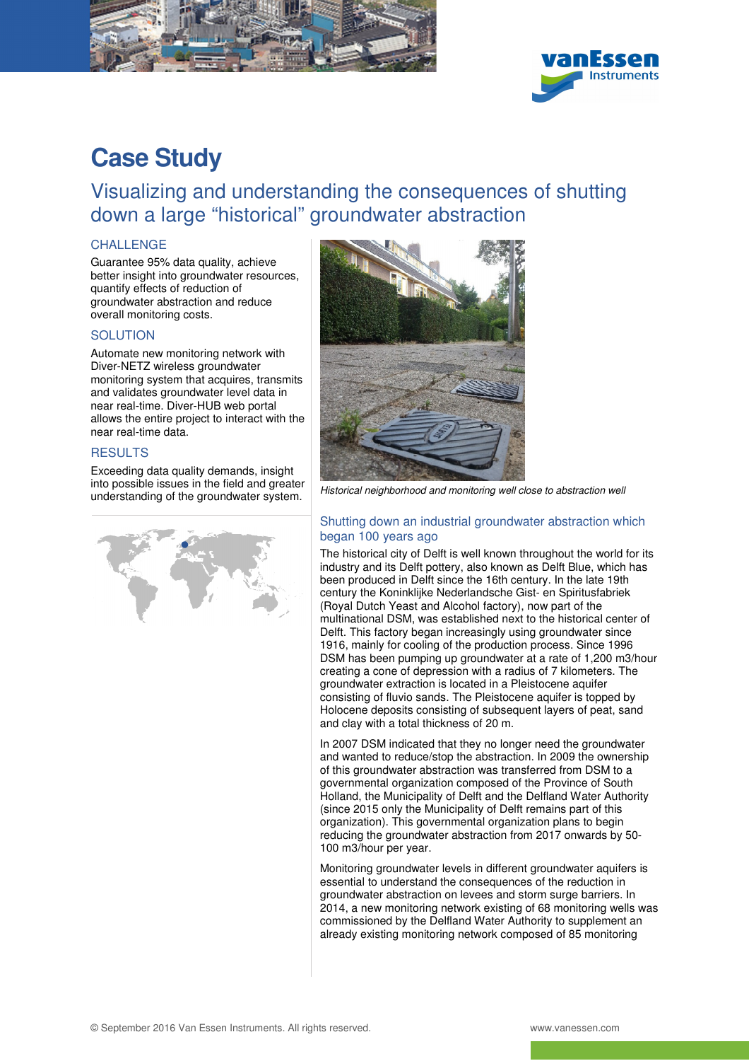# Case Study

## Visualizing and understanding the consequences of shutting down a large “historical” groundwater abstraction

### CHALLENGE

Guarantee 95% data quality, achieve better insight into groundwater resources, quantify effects of reduction of groundwater abstraction and reduce overall monitoring costs.

### SOLUTION

Automate new monitoring network with Diver-NETZ wireless groundwater monitoring system that acquires, transmits and validates groundwater level data in near real-time. Diver-HUB web portal allows the entire project to interact with the near real-time data.

### RESULTS

Exceeding data quality demands, insight into possible issues in the field and greater understanding of the groundwater system.

*Historical neighborhood and monitoring well close to abstraction well*

### Shutting down an industrial groundwater abstraction which began 100 years ago

The historical city of Delft is well known throughout the world for its industry and its Delft pottery, also known as Delft Blue, which has been produced in Delft since the 16th century. In the late 19th century the Koninklijke Nederlandsche Gist- en Spiritusfabriek (Royal Dutch Yeast and Alcohol factory), now part of the multinational DSM, was established next to the historical center of Delft. This factory began increasingly using groundwater since 1916, mainly for cooling of the production process. Since 1996 DSM has been pumping up groundwater at a rate of 1,200 m3/hour creating a cone of depression with a radius of 7 kilometers. The groundwater extraction is located in a Pleistocene aquifer consisting of fluvio sands. The Pleistocene aquifer is topped by Holocene deposits consisting of subsequent layers of peat, sand and clay with a total thickness of 20 m.

In 2007 DSM indicated that they no longer need the groundwater and wanted to reduce/stop the abstraction. In 2009 the ownership of this groundwater abstraction was transferred from DSM to a governmental organization composed of the Province of South Holland, the Municipality of Delft and the Delfland Water Authority (since 2015 only the Municipality of Delft remains part of this organization). This governmental organization plans to begin reducing the groundwater abstraction from 2017 onwards by 50-100 m3/hour per year.

Monitoring groundwater levels in different groundwater aquifers is essential to understand the consequences of the reduction in groundwater abstraction on levees and storm surge barriers. In 2014, a new monitoring network existing of 68 monitoring wells was commissioned by the Delfland Water Authority to supplement an already existing monitoring network composed of 85 monitoring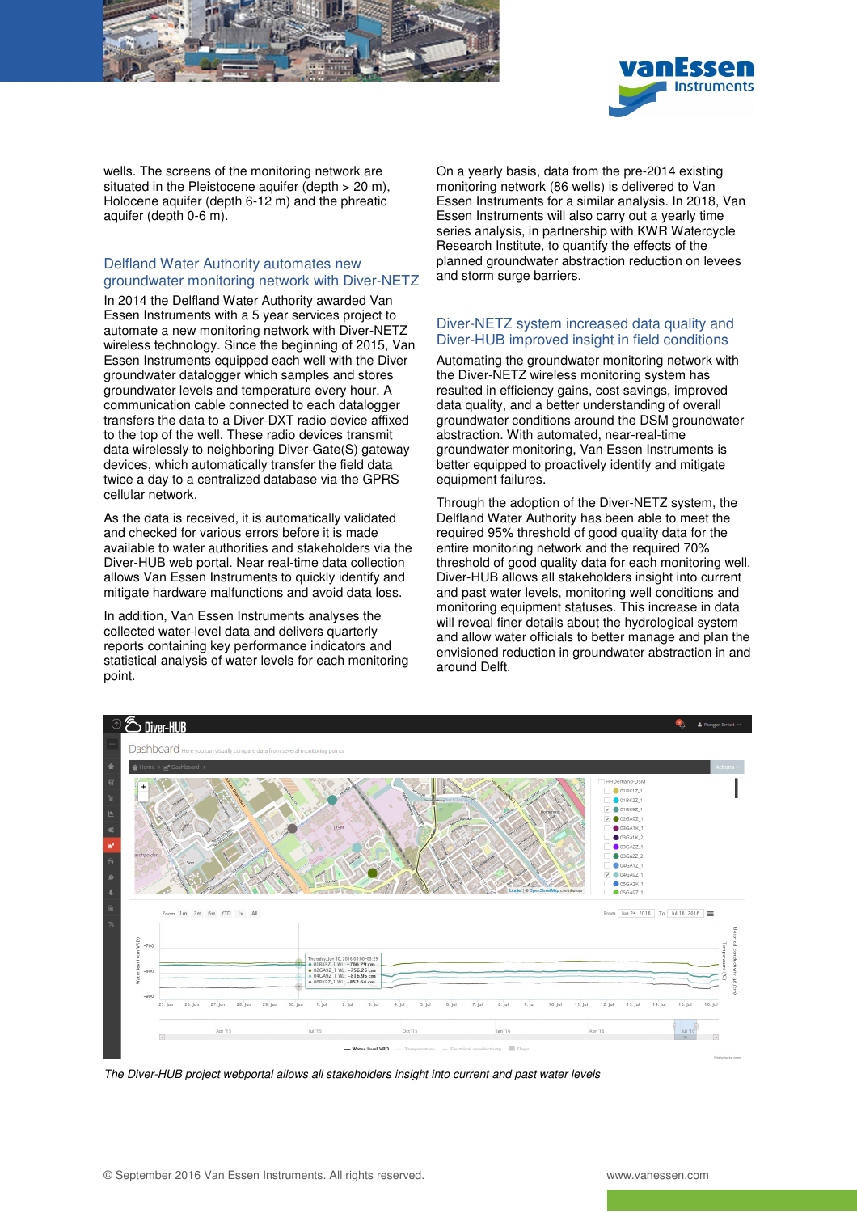wells. The screens of the monitoring network are situated in the Pleistocene aquifer (depth > 20 m), Holocene aquifer (depth 6-12 m) and the phreatic aquifer (depth 0-6 m).

## Delfland Water Authority automates new groundwater monitoring network with Diver-NETZ

In 2014 the Delfland Water Authority awarded Van Essen Instruments with a 5 year services project to automate a new monitoring network with Diver-NETZ wireless technology. Since the beginning of 2015, Van Essen Instruments equipped each well with the Diver groundwater datalogger which samples and stores groundwater levels and temperature every hour. A communication cable connected to each datalogger transfers the data to a Diver-DXT radio device affixed to the top of the well. These radio devices transmit data wirelessly to neighboring Diver-Gate(S) gateway devices, which automatically transfer the field data twice a day to a centralized database via the GPRS cellular network.

As the data is received, it is automatically validated and checked for various errors before it is made available to water authorities and stakeholders via the Diver-HUB web portal. Near real-time data collection allows Van Essen Instruments to quickly identify and mitigate hardware malfunctions and avoid data loss.

In addition, Van Essen Instruments analyses the collected water-level data and delivers quarterly reports containing key performance indicators and statistical analysis of water levels for each monitoring point.

On a yearly basis, data from the pre-2014 existing monitoring network (86 wells) is delivered to Van Essen Instruments for a similar analysis. In 2018, Van Essen Instruments will also carry out a yearly time series analysis, in partnership with KWR Watercycle Research Institute, to quantify the effects of the planned groundwater abstraction reduction on levees and storm surge barriers.

## Diver-NETZ system increased data quality and Diver-HUB improved insight in field conditions

Automating the groundwater monitoring network with the Diver-NETZ wireless monitoring system has resulted in efficiency gains, cost savings, improved data quality, and a better understanding of overall groundwater conditions around the DSM groundwater abstraction. With automated, near-real-time groundwater monitoring, Van Essen Instruments is better equipped to proactively identify and mitigate equipment failures.

Through the adoption of the Diver-NETZ system, the Delfland Water Authority has been able to meet the required 95% threshold of good quality data for the entire monitoring network and the required 70% threshold of good quality data for each monitoring well. Diver-HUB allows all stakeholders insight into current and past water levels, monitoring well conditions and monitoring equipment statuses. This increase in data will reveal finer details about the hydrological system and allow water officials to better manage and plan the envisioned reduction in groundwater abstraction in and around Delft.

*The Diver-HUB project webportal allows all stakeholders insight into current and past water levels*